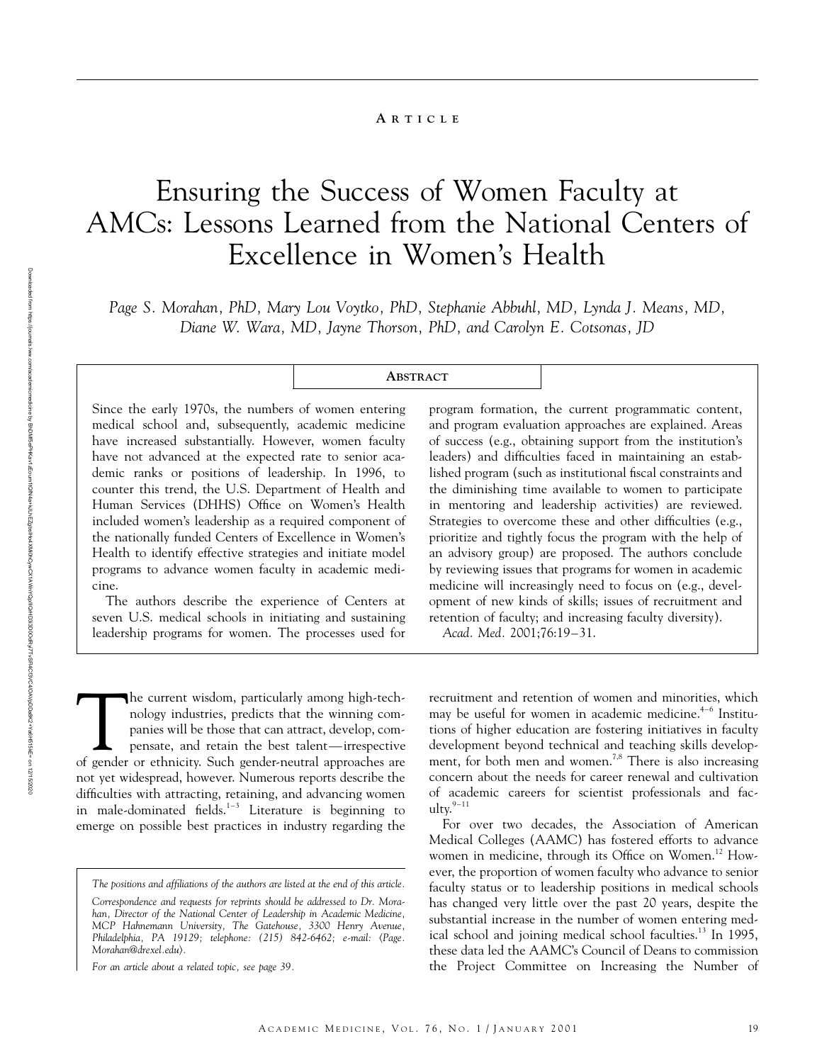ARTICLE

# Ensuring the Success of Women Faculty at AMCs: Lessons Learned from the National Centers of Excellence in Women's Health

*Page S. Morahan, PhD, Mary Lou Voytko, PhD, Stephanie Abbuhl, MD, Lynda J. Means, MD, Diane W. Wara, MD, Jayne Thorson, PhD, and Carolyn E. Cotsonas, JD*

## ABSTRACT

Since the early 1970s, the numbers of women entering medical school and, subsequently, academic medicine have increased substantially. However, women faculty have not advanced at the expected rate to senior academic ranks or positions of leadership. In 1996, to counter this trend, the U.S. Department of Health and Human Services (DHHS) Office on Women's Health included women's leadership as a required component of the nationally funded Centers of Excellence in Women's Health to identify effective strategies and initiate model programs to advance women faculty in academic medicine.

The authors describe the experience of Centers at seven U.S. medical schools in initiating and sustaining leadership programs for women. The processes used for program formation, the current programmatic content, and program evaluation approaches are explained. Areas of success (e.g., obtaining support from the institution's leaders) and difficulties faced in maintaining an established program (such as institutional fiscal constraints and the diminishing time available to women to participate in mentoring and leadership activities) are reviewed. Strategies to overcome these and other difficulties (e.g., prioritize and tightly focus the program with the help of an advisory group) are proposed. The authors conclude by reviewing issues that programs for women in academic medicine will increasingly need to focus on (e.g., development of new kinds of skills; issues of recruitment and retention of faculty; and increasing faculty diversity).

*Acad. Med.* 2001;76:19–31.

The current wisdom, particularly among high-technology industries, predicts that the winning companies will be those that can attract, develop, compensate, and retain the best talent—irrespective of gender or ethnicity. Such gender-neutral approaches are not yet widespread, however. Numerous reports describe the difficulties with attracting, retaining, and advancing women in male-dominated fields.[1–3] Literature is beginning to emerge on possible best practices in industry regarding the recruitment and retention of women and minorities, which may be useful for women in academic medicine.[4–6] Institutions of higher education are fostering initiatives in faculty development beyond technical and teaching skills development, for both men and women.[7,8] There is also increasing concern about the needs for career renewal and cultivation of academic careers for scientist professionals and faculty.[9–11]

For over two decades, the Association of American Medical Colleges (AAMC) has fostered efforts to advance women in medicine, through its Office on Women.[12] However, the proportion of women faculty who advance to senior faculty status or to leadership positions in medical schools has changed very little over the past 20 years, despite the substantial increase in the number of women entering medical school and joining medical school faculties.[13] In 1995, these data led the AAMC's Council of Deans to commission the Project Committee on Increasing the Number of

---

*The positions and affiliations of the authors are listed at the end of this article.*

*Correspondence and requests for reprints should be addressed to Dr. Morahan, Director of the National Center of Leadership in Academic Medicine, MCP Hahnemann University, The Gatehouse, 3300 Henry Avenue, Philadelphia, PA 19129; telephone: (215) 842-6462; e-mail: ⟨Page.Morahan@drexel.edu⟩.*

*For an article about a related topic, see page 39.*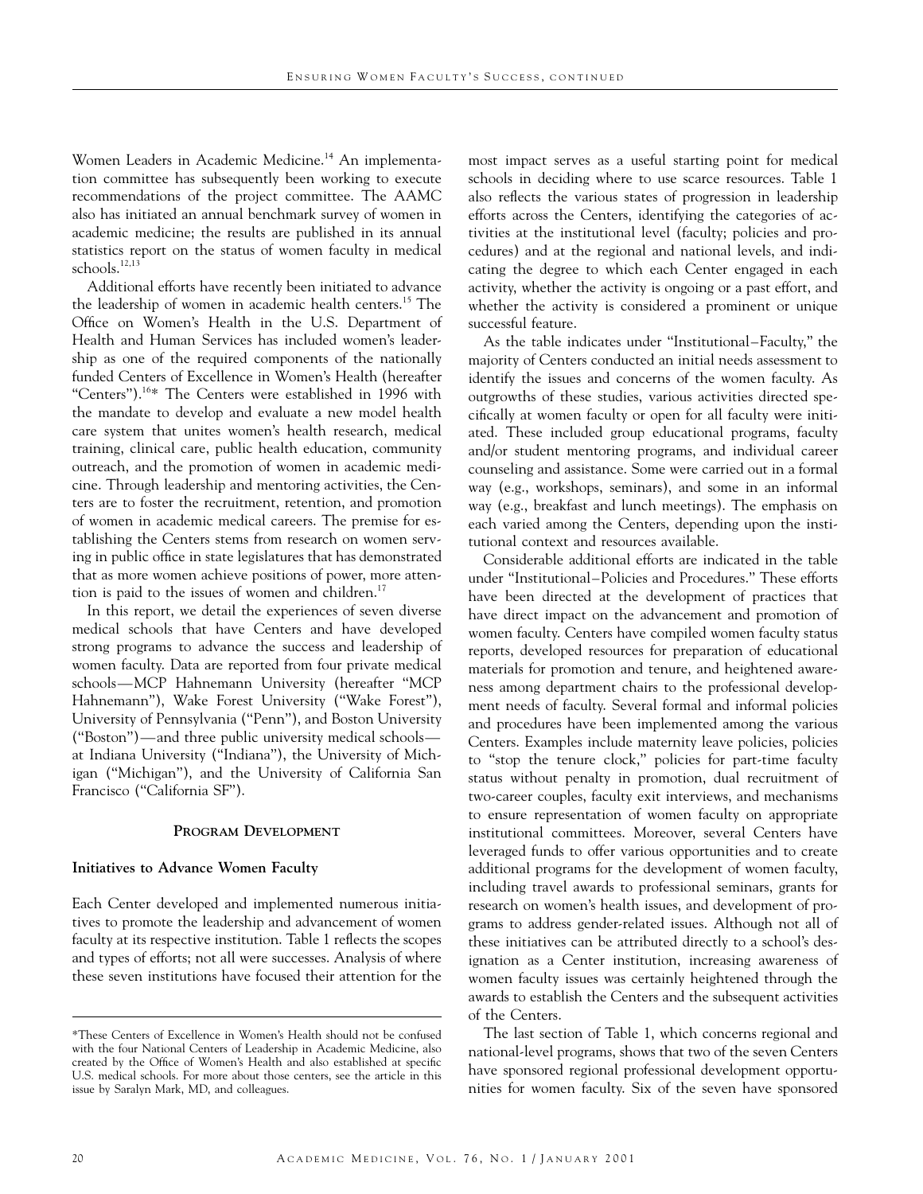Women Leaders in Academic Medicine.[14] An implementation committee has subsequently been working to execute recommendations of the project committee. The AAMC also has initiated an annual benchmark survey of women in academic medicine; the results are published in its annual statistics report on the status of women faculty in medical schools.[12,13]

Additional efforts have recently been initiated to advance the leadership of women in academic health centers.[15] The Office on Women's Health in the U.S. Department of Health and Human Services has included women's leadership as one of the required components of the nationally funded Centers of Excellence in Women's Health (hereafter "Centers").[16]* The Centers were established in 1996 with the mandate to develop and evaluate a new model health care system that unites women's health research, medical training, clinical care, public health education, community outreach, and the promotion of women in academic medicine. Through leadership and mentoring activities, the Centers are to foster the recruitment, retention, and promotion of women in academic medical careers. The premise for establishing the Centers stems from research on women serving in public office in state legislatures that has demonstrated that as more women achieve positions of power, more attention is paid to the issues of women and children.[17]

In this report, we detail the experiences of seven diverse medical schools that have Centers and have developed strong programs to advance the success and leadership of women faculty. Data are reported from four private medical schools—MCP Hahnemann University (hereafter "MCP Hahnemann"), Wake Forest University ("Wake Forest"), University of Pennsylvania ("Penn"), and Boston University ("Boston")—and three public university medical schools—at Indiana University ("Indiana"), the University of Michigan ("Michigan"), and the University of California San Francisco ("California SF").

## Program Development

### Initiatives to Advance Women Faculty

Each Center developed and implemented numerous initiatives to promote the leadership and advancement of women faculty at its respective institution. Table 1 reflects the scopes and types of efforts; not all were successes. Analysis of where these seven institutions have focused their attention for the most impact serves as a useful starting point for medical schools in deciding where to use scarce resources. Table 1 also reflects the various states of progression in leadership efforts across the Centers, identifying the categories of activities at the institutional level (faculty; policies and procedures) and at the regional and national levels, and indicating the degree to which each Center engaged in each activity, whether the activity is ongoing or a past effort, and whether the activity is considered a prominent or unique successful feature.

As the table indicates under "Institutional–Faculty," the majority of Centers conducted an initial needs assessment to identify the issues and concerns of the women faculty. As outgrowths of these studies, various activities directed specifically at women faculty or open for all faculty were initiated. These included group educational programs, faculty and/or student mentoring programs, and individual career counseling and assistance. Some were carried out in a formal way (e.g., workshops, seminars), and some in an informal way (e.g., breakfast and lunch meetings). The emphasis on each varied among the Centers, depending upon the institutional context and resources available.

Considerable additional efforts are indicated in the table under "Institutional–Policies and Procedures." These efforts have been directed at the development of practices that have direct impact on the advancement and promotion of women faculty. Centers have compiled women faculty status reports, developed resources for preparation of educational materials for promotion and tenure, and heightened awareness among department chairs to the professional development needs of faculty. Several formal and informal policies and procedures have been implemented among the various Centers. Examples include maternity leave policies, policies to "stop the tenure clock," policies for part-time faculty status without penalty in promotion, dual recruitment of two-career couples, faculty exit interviews, and mechanisms to ensure representation of women faculty on appropriate institutional committees. Moreover, several Centers have leveraged funds to offer various opportunities and to create additional programs for the development of women faculty, including travel awards to professional seminars, grants for research on women's health issues, and development of programs to address gender-related issues. Although not all of these initiatives can be attributed directly to a school's designation as a Center institution, increasing awareness of women faculty issues was certainly heightened through the awards to establish the Centers and the subsequent activities of the Centers.

The last section of Table 1, which concerns regional and national-level programs, shows that two of the seven Centers have sponsored regional professional development opportunities for women faculty. Six of the seven have sponsored

*These Centers of Excellence in Women's Health should not be confused with the four National Centers of Leadership in Academic Medicine, also created by the Office of Women's Health and also established at specific U.S. medical schools. For more about those centers, see the article in this issue by Saralyn Mark, MD, and colleagues.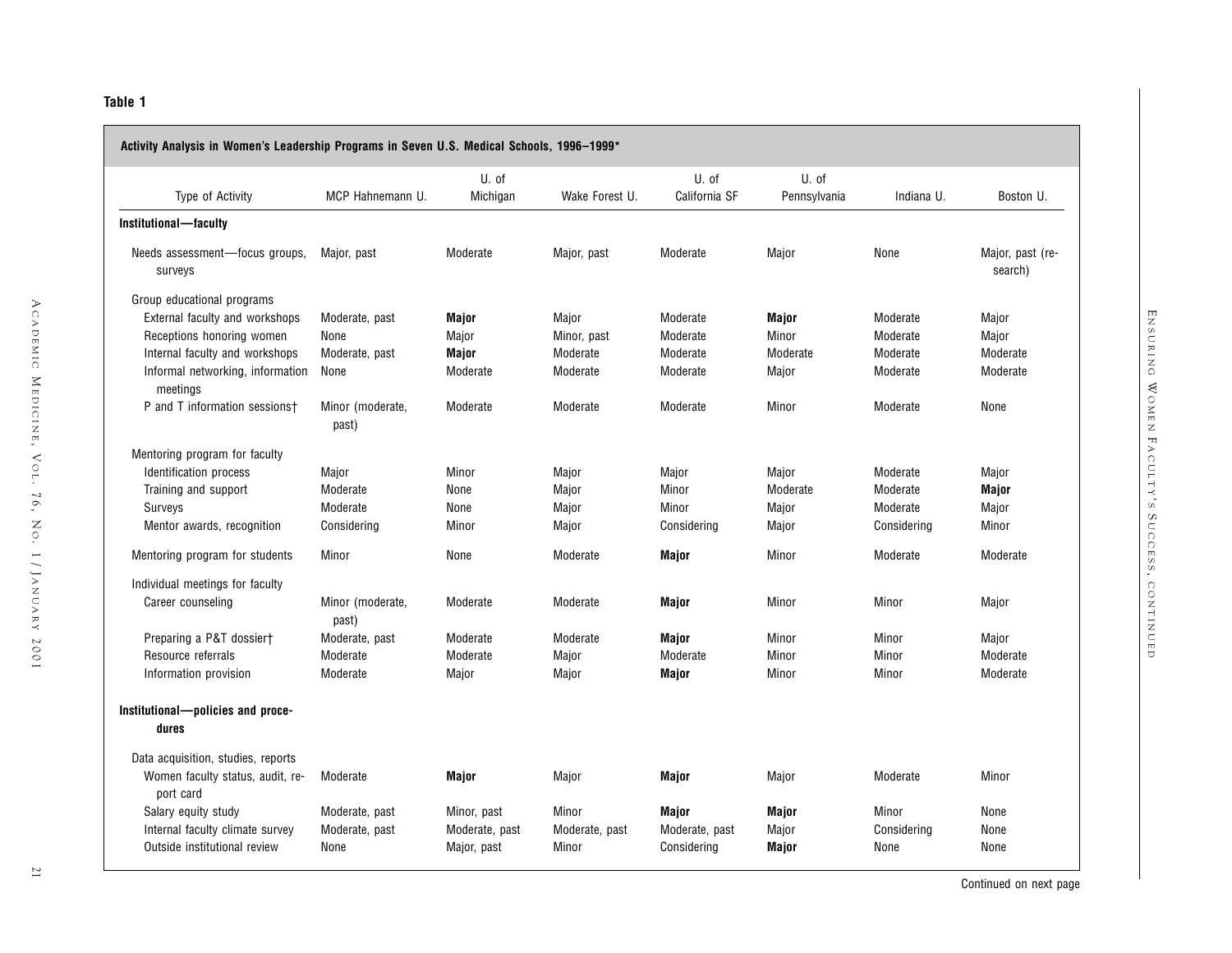**Table 1**

**Activity Analysis in Women's Leadership Programs in Seven U.S. Medical Schools, 1996–1999***

| Type of Activity | MCP Hahnemann U. | U. of Michigan | Wake Forest U. | U. of California SF | U. of Pennsylvania | Indiana U. | Boston U. |
|---|---|---|---|---|---|---|---|
| **Institutional—faculty** | | | | | | | |
| Needs assessment—focus groups, surveys | Major, past | Moderate | Major, past | Moderate | Major | None | Major, past (research) |
| Group educational programs | | | | | | | |
| External faculty and workshops | Moderate, past | **Major** | Major | Moderate | **Major** | Moderate | Major |
| Receptions honoring women | None | Major | Minor, past | Moderate | Minor | Moderate | Major |
| Internal faculty and workshops | Moderate, past | **Major** | Moderate | Moderate | Moderate | Moderate | Moderate |
| Informal networking, information meetings | None | Moderate | Moderate | Moderate | Major | Moderate | Moderate |
| P and T information sessions† | Minor (moderate, past) | Moderate | Moderate | Moderate | Minor | Moderate | None |
| Mentoring program for faculty | | | | | | | |
| Identification process | Major | Minor | Major | Major | Major | Moderate | Major |
| Training and support | Moderate | None | Major | Minor | Moderate | Moderate | **Major** |
| Surveys | Moderate | None | Major | Minor | Major | Moderate | Major |
| Mentor awards, recognition | Considering | Minor | Major | Considering | Major | Considering | Minor |
| Mentoring program for students | Minor | None | Moderate | **Major** | Minor | Moderate | Moderate |
| Individual meetings for faculty | | | | | | | |
| Career counseling | Minor (moderate, past) | Moderate | Moderate | **Major** | Minor | Minor | Major |
| Preparing a P&T dossier† | Moderate, past | Moderate | Moderate | **Major** | Minor | Minor | Major |
| Resource referrals | Moderate | Moderate | Major | Moderate | Minor | Minor | Moderate |
| Information provision | Moderate | Major | Major | **Major** | Minor | Minor | Moderate |
| **Institutional—policies and procedures** | | | | | | | |
| Data acquisition, studies, reports | | | | | | | |
| Women faculty status, audit, report card | Moderate | **Major** | Major | **Major** | Major | Moderate | Minor |
| Salary equity study | Moderate, past | Minor, past | Minor | **Major** | **Major** | Minor | None |
| Internal faculty climate survey | Moderate, past | Moderate, past | Moderate, past | Moderate, past | Major | Considering | None |
| Outside institutional review | None | Major, past | Minor | Considering | **Major** | None | None |

Continued on next page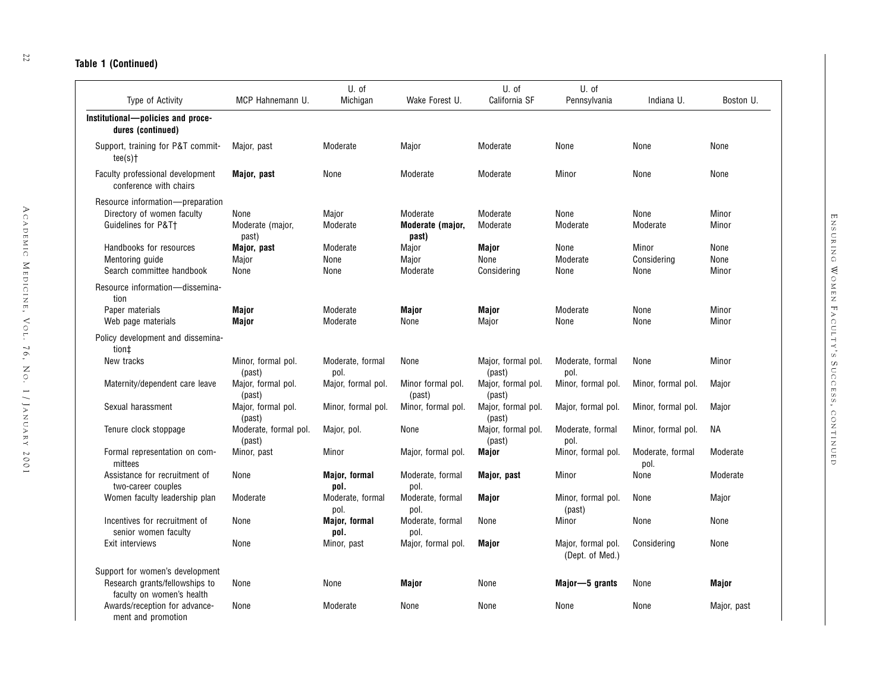**Table 1 (Continued)**

| Type of Activity | MCP Hahnemann U. | U. of Michigan | Wake Forest U. | U. of California SF | U. of Pennsylvania | Indiana U. | Boston U. |
|---|---|---|---|---|---|---|---|
| **Institutional—policies and procedures (continued)** | | | | | | | |
| Support, training for P&T committee(s)† | Major, past | Moderate | Major | Moderate | None | None | None |
| Faculty professional development conference with chairs | **Major, past** | None | Moderate | Moderate | Minor | None | None |
| Resource information—preparation | | | | | | | |
| Directory of women faculty | None | Major | Moderate | Moderate | None | None | Minor |
| Guidelines for P&T† | Moderate (major, past) | Moderate | **Moderate (major, past)** | Moderate | Moderate | Moderate | Minor |
| Handbooks for resources | **Major, past** | Moderate | Major | **Major** | None | Minor | None |
| Mentoring guide | Major | None | Major | None | Moderate | Considering | None |
| Search committee handbook | None | None | Moderate | Considering | None | None | Minor |
| Resource information—dissemination | | | | | | | |
| Paper materials | **Major** | Moderate | **Major** | **Major** | Moderate | None | Minor |
| Web page materials | **Major** | Moderate | None | Major | None | None | Minor |
| Policy development and dissemination‡ | | | | | | | |
| New tracks | Minor, formal pol. (past) | Moderate, formal pol. | None | Major, formal pol. (past) | Moderate, formal pol. | None | Minor |
| Maternity/dependent care leave | Major, formal pol. (past) | Major, formal pol. | Minor formal pol. (past) | Major, formal pol. (past) | Minor, formal pol. | Minor, formal pol. | Major |
| Sexual harassment | Major, formal pol. (past) | Minor, formal pol. | Minor, formal pol. | Major, formal pol. (past) | Major, formal pol. | Minor, formal pol. | Major |
| Tenure clock stoppage | Moderate, formal pol. (past) | Major, pol. | None | Major, formal pol. (past) | Moderate, formal pol. | Minor, formal pol. | NA |
| Formal representation on committees | Minor, past | Minor | Major, formal pol. | **Major** | Minor, formal pol. | Moderate, formal pol. | Moderate |
| Assistance for recruitment of two-career couples | None | **Major, formal pol.** | Moderate, formal pol. | **Major, past** | Minor | None | Moderate |
| Women faculty leadership plan | Moderate | Moderate, formal pol. | Moderate, formal pol. | **Major** | Minor, formal pol. (past) | None | Major |
| Incentives for recruitment of senior women faculty | None | **Major, formal pol.** | Moderate, formal pol. | None | Minor | None | None |
| Exit interviews | None | Minor, past | Major, formal pol. | **Major** | Major, formal pol. (Dept. of Med.) | Considering | None |
| Support for women's development | | | | | | | |
| Research grants/fellowships to faculty on women's health | None | None | **Major** | None | **Major—5 grants** | None | **Major** |
| Awards/reception for advancement and promotion | None | Moderate | None | None | None | None | Major, past |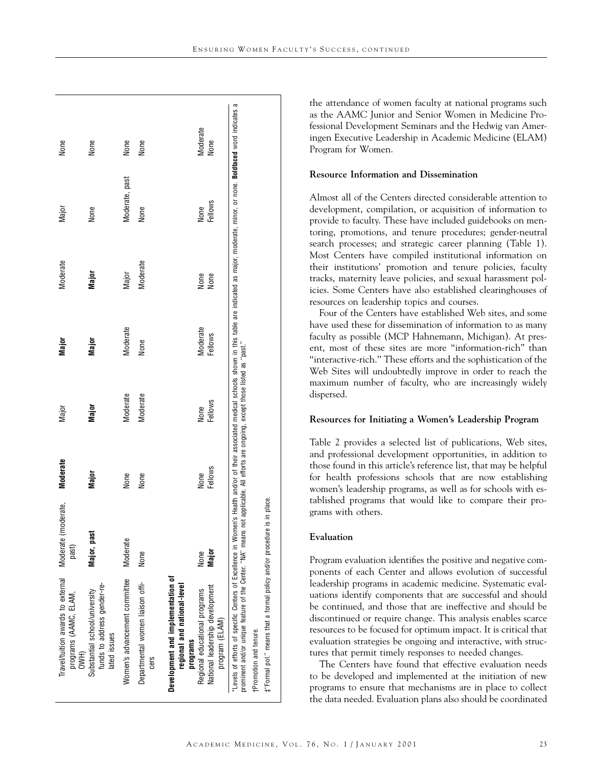| | | | | | | | |
|---|---|---|---|---|---|---|---|
| Travel/tuition awards to external programs (AAMC, ELAM, OWH) | Moderate (moderate, past) | **Moderate** | Major | **Major** | Moderate | Major | None |
| Substantial school/university funds to address gender-related issues | **Major, past** | **Major** | **Major** | **Major** | **Major** | None | None |
| Women's advancement committee | Moderate | None | Moderate | Moderate | Major | Moderate, past | None |
| Departmental women liaison officers | None | None | Moderate | None | Moderate | None | None |
| **Development and implementation of regional and national-level programs** | | | | | | | |
| Regional educational programs | None | None | None | Moderate | None | None | Moderate |
| National leadership development program (ELAM) | **Major** | Fellows | Fellows | Fellows | None | Fellows | None |

*Levels of efforts of specific Centers of Excellence in Women's Health and/or of their associated medical schools shown in this table are indicated as major, moderate, minor, or none. **Boldfaced** word indicates a prominent and/or unique feature of the Center. "NA" means not applicable. All efforts are ongoing, except those listed as "past."

†Promotion and tenure.

‡"Formal pol." means that a formal policy and/or procedure is in place.

the attendance of women faculty at national programs such as the AAMC Junior and Senior Women in Medicine Professional Development Seminars and the Hedwig van Ameringen Executive Leadership in Academic Medicine (ELAM) Program for Women.

### Resource Information and Dissemination

Almost all of the Centers directed considerable attention to development, compilation, or acquisition of information to provide to faculty. These have included guidebooks on mentoring, promotions, and tenure procedures; gender-neutral search processes; and strategic career planning (Table 1). Most Centers have compiled institutional information on their institutions' promotion and tenure policies, faculty tracks, maternity leave policies, and sexual harassment policies. Some Centers have also established clearinghouses of resources on leadership topics and courses.

Four of the Centers have established Web sites, and some have used these for dissemination of information to as many faculty as possible (MCP Hahnemann, Michigan). At present, most of these sites are more "information-rich" than "interactive-rich." These efforts and the sophistication of the Web Sites will undoubtedly improve in order to reach the maximum number of faculty, who are increasingly widely dispersed.

### Resources for Initiating a Women's Leadership Program

Table 2 provides a selected list of publications, Web sites, and professional development opportunities, in addition to those found in this article's reference list, that may be helpful for health professions schools that are now establishing women's leadership programs, as well as for schools with established programs that would like to compare their programs with others.

### Evaluation

Program evaluation identifies the positive and negative components of each Center and allows evolution of successful leadership programs in academic medicine. Systematic evaluations identify components that are successful and should be continued, and those that are ineffective and should be discontinued or require change. This analysis enables scarce resources to be focused for optimum impact. It is critical that evaluation strategies be ongoing and interactive, with structures that permit timely responses to needed changes.

The Centers have found that effective evaluation needs to be developed and implemented at the initiation of new programs to ensure that mechanisms are in place to collect the data needed. Evaluation plans also should be coordinated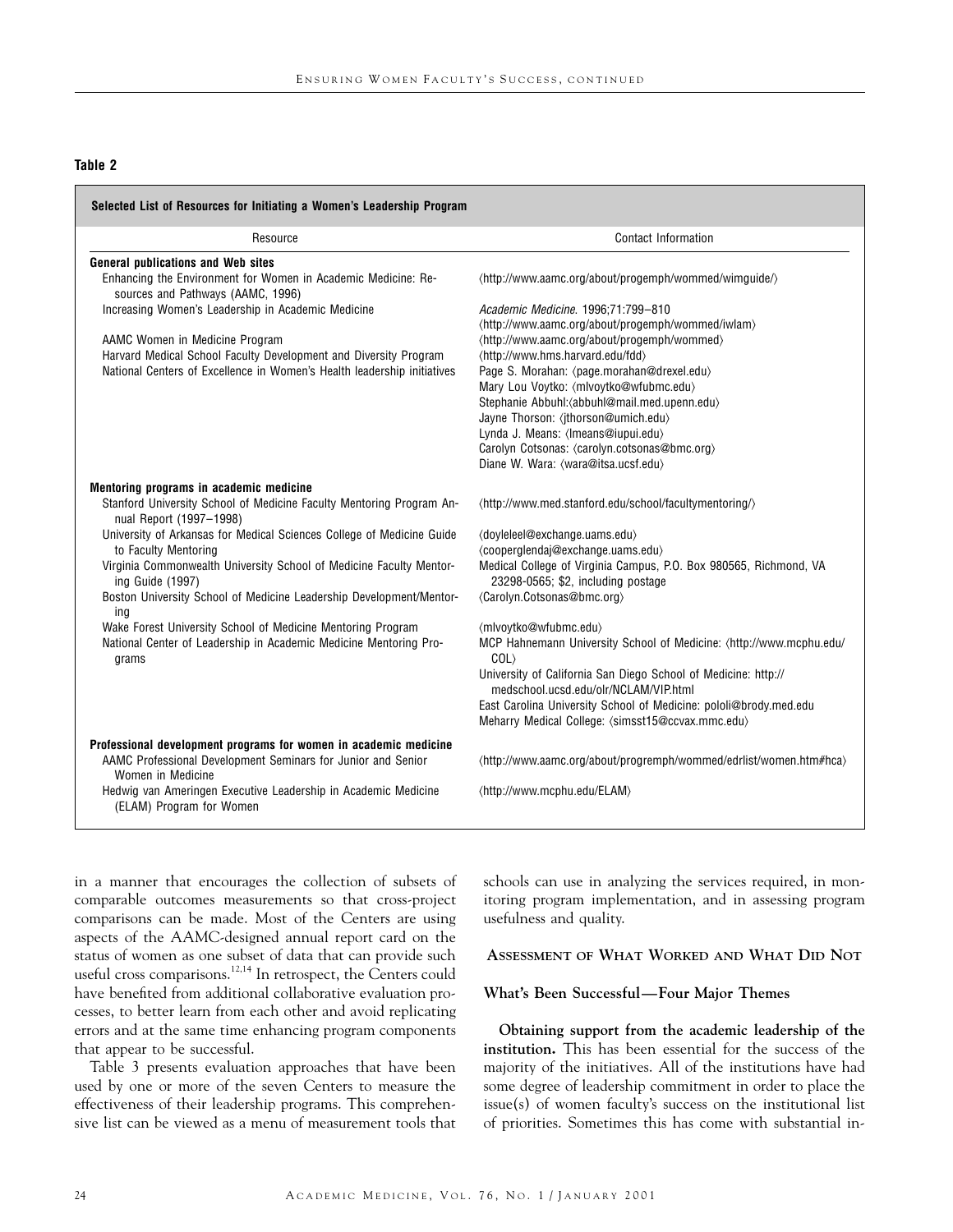**Table 2**

| Selected List of Resources for Initiating a Women's Leadership Program | |
|---|---|
| Resource | Contact Information |
| **General publications and Web sites** | |
| Enhancing the Environment for Women in Academic Medicine: Resources and Pathways (AAMC, 1996) | ⟨http://www.aamc.org/about/progemph/wommed/wimguide/⟩ |
| Increasing Women's Leadership in Academic Medicine | *Academic Medicine.* 1996;71:799–810 ⟨http://www.aamc.org/about/progemph/wommed/iwlam⟩ |
| AAMC Women in Medicine Program | ⟨http://www.aamc.org/about/progemph/wommed⟩ |
| Harvard Medical School Faculty Development and Diversity Program | ⟨http://www.hms.harvard.edu/fdd⟩ |
| National Centers of Excellence in Women's Health leadership initiatives | Page S. Morahan: ⟨page.morahan@drexel.edu⟩ Mary Lou Voytko: ⟨mlvoytko@wfubmc.edu⟩ Stephanie Abbuhl:⟨abbuhl@mail.med.upenn.edu⟩ Jayne Thorson: ⟨jthorson@umich.edu⟩ Lynda J. Means: ⟨lmeans@iupui.edu⟩ Carolyn Cotsonas: ⟨carolyn.cotsonas@bmc.org⟩ Diane W. Wara: ⟨wara@itsa.ucsf.edu⟩ |
| **Mentoring programs in academic medicine** | |
| Stanford University School of Medicine Faculty Mentoring Program Annual Report (1997–1998) | ⟨http://www.med.stanford.edu/school/facultymentoring/⟩ |
| University of Arkansas for Medical Sciences College of Medicine Guide to Faculty Mentoring | ⟨doyleleel@exchange.uams.edu⟩ ⟨cooperglendaj@exchange.uams.edu⟩ |
| Virginia Commonwealth University School of Medicine Faculty Mentoring Guide (1997) | Medical College of Virginia Campus, P.O. Box 980565, Richmond, VA 23298-0565; $2, including postage |
| Boston University School of Medicine Leadership Development/Mentoring | ⟨Carolyn.Cotsonas@bmc.org⟩ |
| Wake Forest University School of Medicine Mentoring Program | ⟨mlvoytko@wfubmc.edu⟩ |
| National Center of Leadership in Academic Medicine Mentoring Programs | MCP Hahnemann University School of Medicine: ⟨http://www.mcphu.edu/COL⟩ University of California San Diego School of Medicine: http://medschool.ucsd.edu/olr/NCLAM/VIP.html East Carolina University School of Medicine: pololi@brody.med.edu Meharry Medical College: ⟨simsst15@ccvax.mmc.edu⟩ |
| **Professional development programs for women in academic medicine** | |
| AAMC Professional Development Seminars for Junior and Senior Women in Medicine | ⟨http://www.aamc.org/about/progremph/wommed/edrlist/women.htm#hca⟩ |
| Hedwig van Ameringen Executive Leadership in Academic Medicine (ELAM) Program for Women | ⟨http://www.mcphu.edu/ELAM⟩ |

in a manner that encourages the collection of subsets of comparable outcomes measurements so that cross-project comparisons can be made. Most of the Centers are using aspects of the AAMC-designed annual report card on the status of women as one subset of data that can provide such useful cross comparisons.[12,14] In retrospect, the Centers could have benefited from additional collaborative evaluation processes, to better learn from each other and avoid replicating errors and at the same time enhancing program components that appear to be successful.

Table 3 presents evaluation approaches that have been used by one or more of the seven Centers to measure the effectiveness of their leadership programs. This comprehensive list can be viewed as a menu of measurement tools that schools can use in analyzing the services required, in monitoring program implementation, and in assessing program usefulness and quality.

## Assessment of What Worked and What Did Not

### What's Been Successful—Four Major Themes

**Obtaining support from the academic leadership of the institution.** This has been essential for the success of the majority of the initiatives. All of the institutions have had some degree of leadership commitment in order to place the issue(s) of women faculty's success on the institutional list of priorities. Sometimes this has come with substantial in-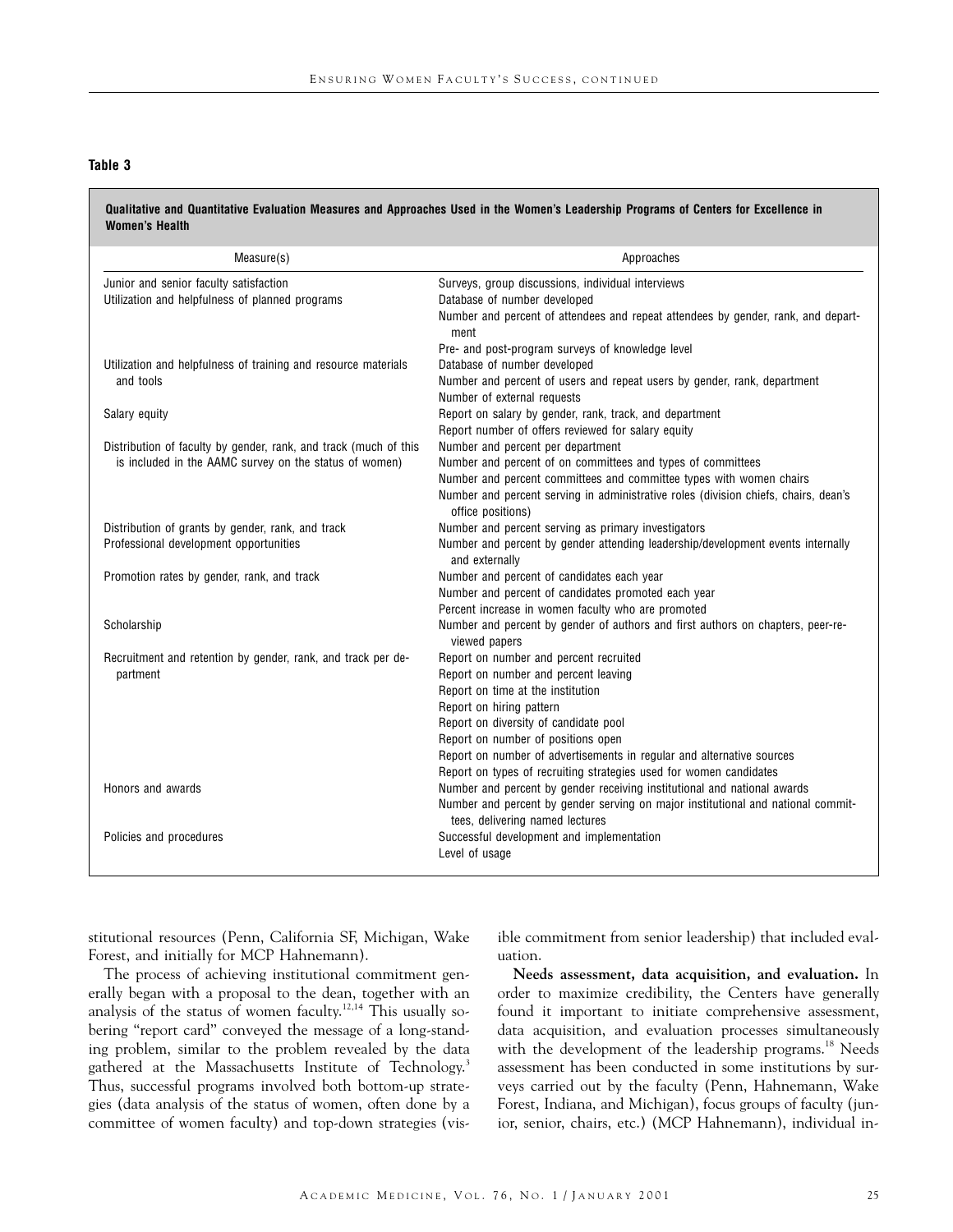**Table 3**

**Qualitative and Quantitative Evaluation Measures and Approaches Used in the Women's Leadership Programs of Centers for Excellence in Women's Health**

| Measure(s) | Approaches |
|---|---|
| Junior and senior faculty satisfaction | Surveys, group discussions, individual interviews |
| Utilization and helpfulness of planned programs | Database of number developed |
| | Number and percent of attendees and repeat attendees by gender, rank, and department |
| | Pre- and post-program surveys of knowledge level |
| Utilization and helpfulness of training and resource materials and tools | Database of number developed |
| | Number and percent of users and repeat users by gender, rank, department |
| | Number of external requests |
| Salary equity | Report on salary by gender, rank, track, and department |
| | Report number of offers reviewed for salary equity |
| Distribution of faculty by gender, rank, and track (much of this is included in the AAMC survey on the status of women) | Number and percent per department |
| | Number and percent of on committees and types of committees |
| | Number and percent committees and committee types with women chairs |
| | Number and percent serving in administrative roles (division chiefs, chairs, dean's office positions) |
| Distribution of grants by gender, rank, and track | Number and percent serving as primary investigators |
| Professional development opportunities | Number and percent by gender attending leadership/development events internally and externally |
| Promotion rates by gender, rank, and track | Number and percent of candidates each year |
| | Number and percent of candidates promoted each year |
| | Percent increase in women faculty who are promoted |
| Scholarship | Number and percent by gender of authors and first authors on chapters, peer-reviewed papers |
| Recruitment and retention by gender, rank, and track per department | Report on number and percent recruited |
| | Report on number and percent leaving |
| | Report on time at the institution |
| | Report on hiring pattern |
| | Report on diversity of candidate pool |
| | Report on number of positions open |
| | Report on number of advertisements in regular and alternative sources |
| | Report on types of recruiting strategies used for women candidates |
| Honors and awards | Number and percent by gender receiving institutional and national awards |
| | Number and percent by gender serving on major institutional and national committees, delivering named lectures |
| Policies and procedures | Successful development and implementation |
| | Level of usage |

stitutional resources (Penn, California SF, Michigan, Wake Forest, and initially for MCP Hahnemann).

The process of achieving institutional commitment generally began with a proposal to the dean, together with an analysis of the status of women faculty.[12,14] This usually sobering "report card" conveyed the message of a long-standing problem, similar to the problem revealed by the data gathered at the Massachusetts Institute of Technology.[3] Thus, successful programs involved both bottom-up strategies (data analysis of the status of women, often done by a committee of women faculty) and top-down strategies (visible commitment from senior leadership) that included evaluation.

**Needs assessment, data acquisition, and evaluation.** In order to maximize credibility, the Centers have generally found it important to initiate comprehensive assessment, data acquisition, and evaluation processes simultaneously with the development of the leadership programs.[18] Needs assessment has been conducted in some institutions by surveys carried out by the faculty (Penn, Hahnemann, Wake Forest, Indiana, and Michigan), focus groups of faculty (junior, senior, chairs, etc.) (MCP Hahnemann), individual in-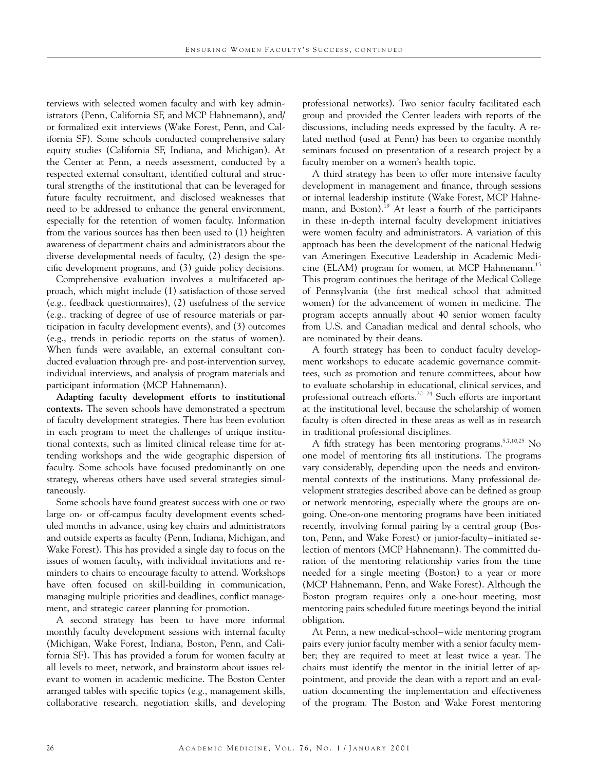terviews with selected women faculty and with key administrators (Penn, California SF, and MCP Hahnemann), and/or formalized exit interviews (Wake Forest, Penn, and California SF). Some schools conducted comprehensive salary equity studies (California SF, Indiana, and Michigan). At the Center at Penn, a needs assessment, conducted by a respected external consultant, identified cultural and structural strengths of the institutional that can be leveraged for future faculty recruitment, and disclosed weaknesses that need to be addressed to enhance the general environment, especially for the retention of women faculty. Information from the various sources has then been used to (1) heighten awareness of department chairs and administrators about the diverse developmental needs of faculty, (2) design the specific development programs, and (3) guide policy decisions.

Comprehensive evaluation involves a multifaceted approach, which might include (1) satisfaction of those served (e.g., feedback questionnaires), (2) usefulness of the service (e.g., tracking of degree of use of resource materials or participation in faculty development events), and (3) outcomes (e.g., trends in periodic reports on the status of women). When funds were available, an external consultant conducted evaluation through pre- and post-intervention survey, individual interviews, and analysis of program materials and participant information (MCP Hahnemann).

**Adapting faculty development efforts to institutional contexts.** The seven schools have demonstrated a spectrum of faculty development strategies. There has been evolution in each program to meet the challenges of unique institutional contexts, such as limited clinical release time for attending workshops and the wide geographic dispersion of faculty. Some schools have focused predominantly on one strategy, whereas others have used several strategies simultaneously.

Some schools have found greatest success with one or two large on- or off-campus faculty development events scheduled months in advance, using key chairs and administrators and outside experts as faculty (Penn, Indiana, Michigan, and Wake Forest). This has provided a single day to focus on the issues of women faculty, with individual invitations and reminders to chairs to encourage faculty to attend. Workshops have often focused on skill-building in communication, managing multiple priorities and deadlines, conflict management, and strategic career planning for promotion.

A second strategy has been to have more informal monthly faculty development sessions with internal faculty (Michigan, Wake Forest, Indiana, Boston, Penn, and California SF). This has provided a forum for women faculty at all levels to meet, network, and brainstorm about issues relevant to women in academic medicine. The Boston Center arranged tables with specific topics (e.g., management skills, collaborative research, negotiation skills, and developing professional networks). Two senior faculty facilitated each group and provided the Center leaders with reports of the discussions, including needs expressed by the faculty. A related method (used at Penn) has been to organize monthly seminars focused on presentation of a research project by a faculty member on a women's health topic.

A third strategy has been to offer more intensive faculty development in management and finance, through sessions or internal leadership institute (Wake Forest, MCP Hahnemann, and Boston).[19] At least a fourth of the participants in these in-depth internal faculty development initiatives were women faculty and administrators. A variation of this approach has been the development of the national Hedwig van Ameringen Executive Leadership in Academic Medicine (ELAM) program for women, at MCP Hahnemann.[15] This program continues the heritage of the Medical College of Pennsylvania (the first medical school that admitted women) for the advancement of women in medicine. The program accepts annually about 40 senior women faculty from U.S. and Canadian medical and dental schools, who are nominated by their deans.

A fourth strategy has been to conduct faculty development workshops to educate academic governance committees, such as promotion and tenure committees, about how to evaluate scholarship in educational, clinical services, and professional outreach efforts.[20–24] Such efforts are important at the institutional level, because the scholarship of women faculty is often directed in these areas as well as in research in traditional professional disciplines.

A fifth strategy has been mentoring programs.[5,7,10,25] No one model of mentoring fits all institutions. The programs vary considerably, depending upon the needs and environmental contexts of the institutions. Many professional development strategies described above can be defined as group or network mentoring, especially where the groups are ongoing. One-on-one mentoring programs have been initiated recently, involving formal pairing by a central group (Boston, Penn, and Wake Forest) or junior-faculty–initiated selection of mentors (MCP Hahnemann). The committed duration of the mentoring relationship varies from the time needed for a single meeting (Boston) to a year or more (MCP Hahnemann, Penn, and Wake Forest). Although the Boston program requires only a one-hour meeting, most mentoring pairs scheduled future meetings beyond the initial obligation.

At Penn, a new medical-school–wide mentoring program pairs every junior faculty member with a senior faculty member; they are required to meet at least twice a year. The chairs must identify the mentor in the initial letter of appointment, and provide the dean with a report and an evaluation documenting the implementation and effectiveness of the program. The Boston and Wake Forest mentoring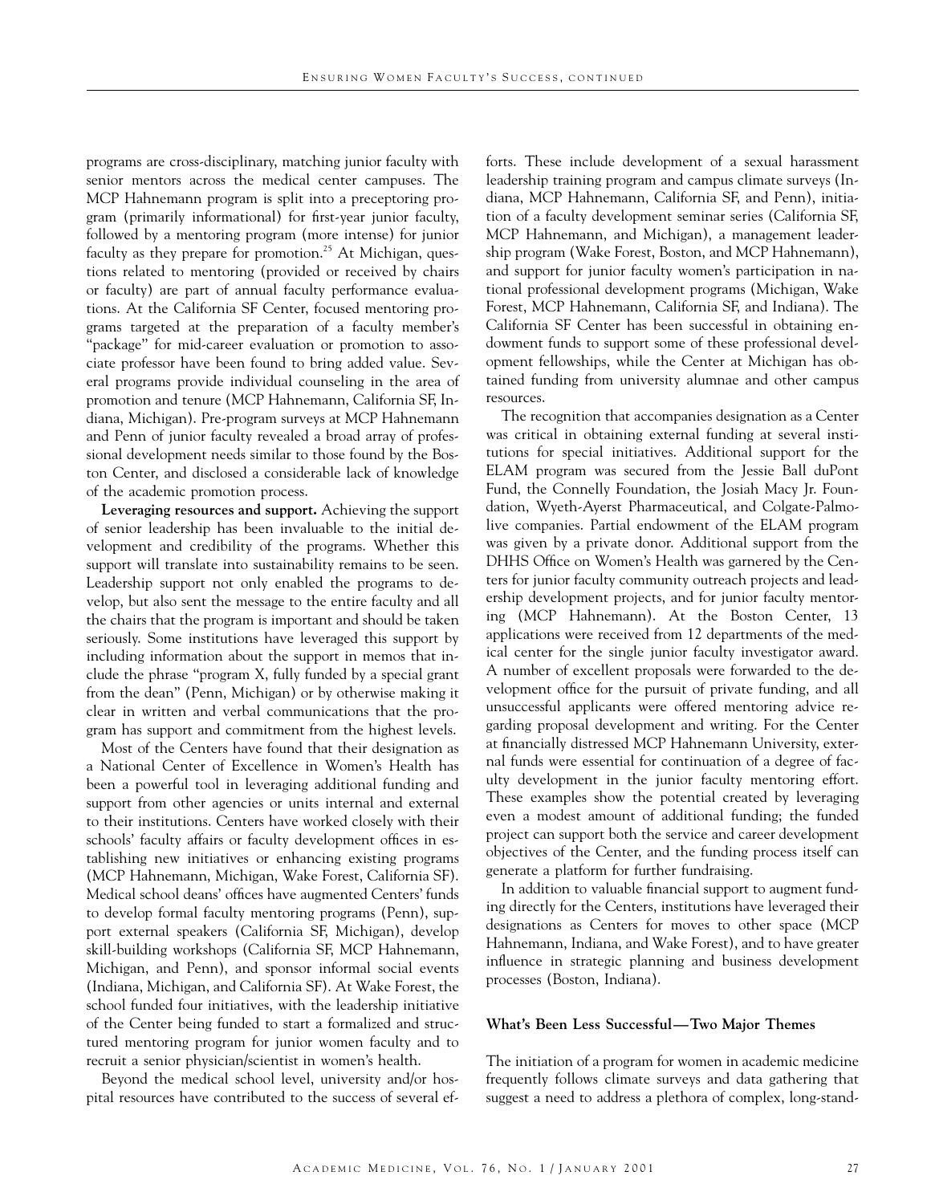programs are cross-disciplinary, matching junior faculty with senior mentors across the medical center campuses. The MCP Hahnemann program is split into a preceptoring program (primarily informational) for first-year junior faculty, followed by a mentoring program (more intense) for junior faculty as they prepare for promotion.[25] At Michigan, questions related to mentoring (provided or received by chairs or faculty) are part of annual faculty performance evaluations. At the California SF Center, focused mentoring programs targeted at the preparation of a faculty member's "package" for mid-career evaluation or promotion to associate professor have been found to bring added value. Several programs provide individual counseling in the area of promotion and tenure (MCP Hahnemann, California SF, Indiana, Michigan). Pre-program surveys at MCP Hahnemann and Penn of junior faculty revealed a broad array of professional development needs similar to those found by the Boston Center, and disclosed a considerable lack of knowledge of the academic promotion process.

**Leveraging resources and support.** Achieving the support of senior leadership has been invaluable to the initial development and credibility of the programs. Whether this support will translate into sustainability remains to be seen. Leadership support not only enabled the programs to develop, but also sent the message to the entire faculty and all the chairs that the program is important and should be taken seriously. Some institutions have leveraged this support by including information about the support in memos that include the phrase "program X, fully funded by a special grant from the dean" (Penn, Michigan) or by otherwise making it clear in written and verbal communications that the program has support and commitment from the highest levels.

Most of the Centers have found that their designation as a National Center of Excellence in Women's Health has been a powerful tool in leveraging additional funding and support from other agencies or units internal and external to their institutions. Centers have worked closely with their schools' faculty affairs or faculty development offices in establishing new initiatives or enhancing existing programs (MCP Hahnemann, Michigan, Wake Forest, California SF). Medical school deans' offices have augmented Centers' funds to develop formal faculty mentoring programs (Penn), support external speakers (California SF, Michigan), develop skill-building workshops (California SF, MCP Hahnemann, Michigan, and Penn), and sponsor informal social events (Indiana, Michigan, and California SF). At Wake Forest, the school funded four initiatives, with the leadership initiative of the Center being funded to start a formalized and structured mentoring program for junior women faculty and to recruit a senior physician/scientist in women's health.

Beyond the medical school level, university and/or hospital resources have contributed to the success of several efforts. These include development of a sexual harassment leadership training program and campus climate surveys (Indiana, MCP Hahnemann, California SF, and Penn), initiation of a faculty development seminar series (California SF, MCP Hahnemann, and Michigan), a management leadership program (Wake Forest, Boston, and MCP Hahnemann), and support for junior faculty women's participation in national professional development programs (Michigan, Wake Forest, MCP Hahnemann, California SF, and Indiana). The California SF Center has been successful in obtaining endowment funds to support some of these professional development fellowships, while the Center at Michigan has obtained funding from university alumnae and other campus resources.

The recognition that accompanies designation as a Center was critical in obtaining external funding at several institutions for special initiatives. Additional support for the ELAM program was secured from the Jessie Ball duPont Fund, the Connelly Foundation, the Josiah Macy Jr. Foundation, Wyeth-Ayerst Pharmaceutical, and Colgate-Palmolive companies. Partial endowment of the ELAM program was given by a private donor. Additional support from the DHHS Office on Women's Health was garnered by the Centers for junior faculty community outreach projects and leadership development projects, and for junior faculty mentoring (MCP Hahnemann). At the Boston Center, 13 applications were received from 12 departments of the medical center for the single junior faculty investigator award. A number of excellent proposals were forwarded to the development office for the pursuit of private funding, and all unsuccessful applicants were offered mentoring advice regarding proposal development and writing. For the Center at financially distressed MCP Hahnemann University, external funds were essential for continuation of a degree of faculty development in the junior faculty mentoring effort. These examples show the potential created by leveraging even a modest amount of additional funding; the funded project can support both the service and career development objectives of the Center, and the funding process itself can generate a platform for further fundraising.

In addition to valuable financial support to augment funding directly for the Centers, institutions have leveraged their designations as Centers for moves to other space (MCP Hahnemann, Indiana, and Wake Forest), and to have greater influence in strategic planning and business development processes (Boston, Indiana).

### What's Been Less Successful—Two Major Themes

The initiation of a program for women in academic medicine frequently follows climate surveys and data gathering that suggest a need to address a plethora of complex, long-stand-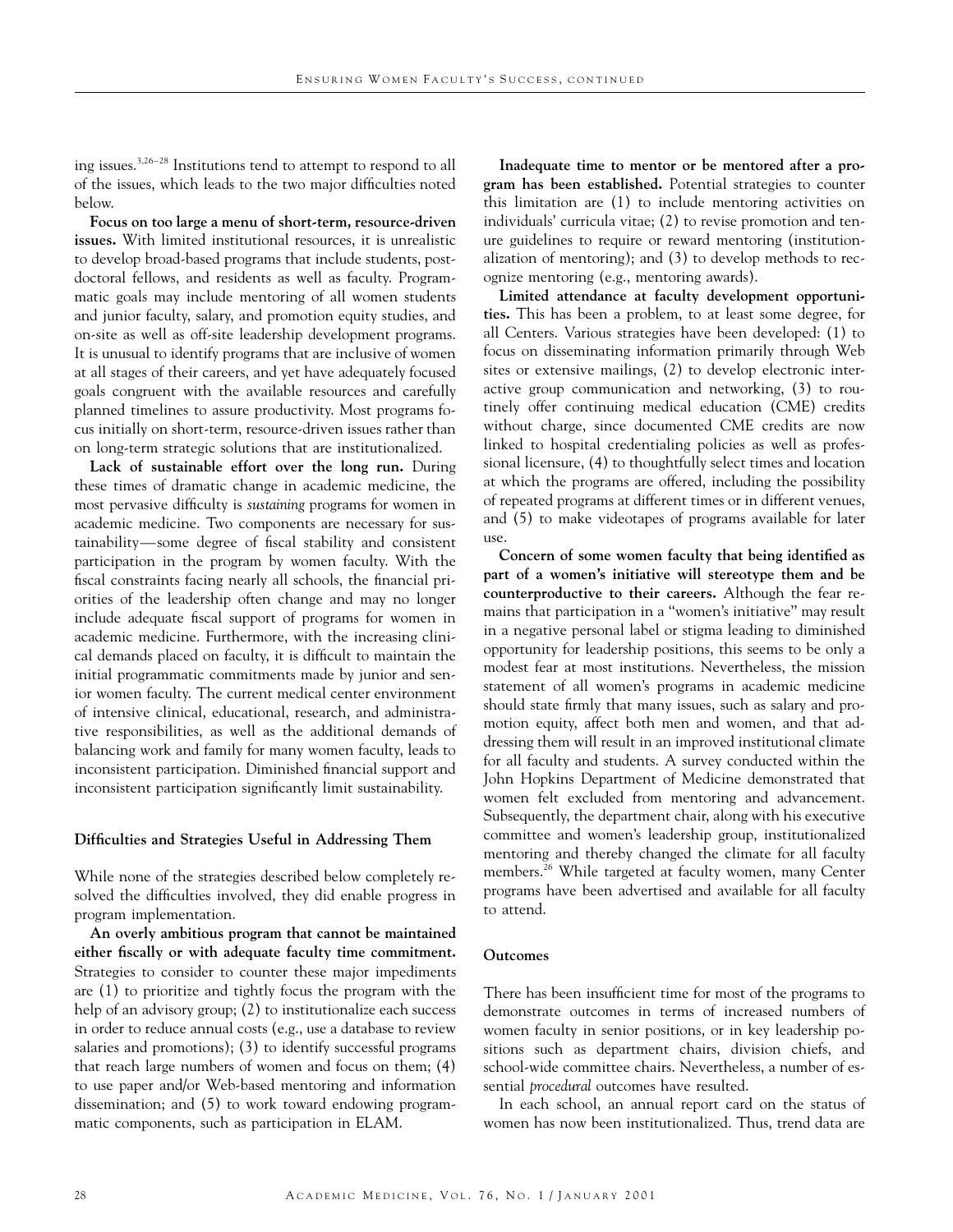ing issues.[3,26–28] Institutions tend to attempt to respond to all of the issues, which leads to the two major difficulties noted below.

**Focus on too large a menu of short-term, resource-driven issues.** With limited institutional resources, it is unrealistic to develop broad-based programs that include students, postdoctoral fellows, and residents as well as faculty. Programmatic goals may include mentoring of all women students and junior faculty, salary, and promotion equity studies, and on-site as well as off-site leadership development programs. It is unusual to identify programs that are inclusive of women at all stages of their careers, and yet have adequately focused goals congruent with the available resources and carefully planned timelines to assure productivity. Most programs focus initially on short-term, resource-driven issues rather than on long-term strategic solutions that are institutionalized.

**Lack of sustainable effort over the long run.** During these times of dramatic change in academic medicine, the most pervasive difficulty is *sustaining* programs for women in academic medicine. Two components are necessary for sustainability—some degree of fiscal stability and consistent participation in the program by women faculty. With the fiscal constraints facing nearly all schools, the financial priorities of the leadership often change and may no longer include adequate fiscal support of programs for women in academic medicine. Furthermore, with the increasing clinical demands placed on faculty, it is difficult to maintain the initial programmatic commitments made by junior and senior women faculty. The current medical center environment of intensive clinical, educational, research, and administrative responsibilities, as well as the additional demands of balancing work and family for many women faculty, leads to inconsistent participation. Diminished financial support and inconsistent participation significantly limit sustainability.

### Difficulties and Strategies Useful in Addressing Them

While none of the strategies described below completely resolved the difficulties involved, they did enable progress in program implementation.

**An overly ambitious program that cannot be maintained either fiscally or with adequate faculty time commitment.** Strategies to consider to counter these major impediments are (1) to prioritize and tightly focus the program with the help of an advisory group; (2) to institutionalize each success in order to reduce annual costs (e.g., use a database to review salaries and promotions); (3) to identify successful programs that reach large numbers of women and focus on them; (4) to use paper and/or Web-based mentoring and information dissemination; and (5) to work toward endowing programmatic components, such as participation in ELAM.

**Inadequate time to mentor or be mentored after a program has been established.** Potential strategies to counter this limitation are (1) to include mentoring activities on individuals' curricula vitae; (2) to revise promotion and tenure guidelines to require or reward mentoring (institutionalization of mentoring); and (3) to develop methods to recognize mentoring (e.g., mentoring awards).

**Limited attendance at faculty development opportunities.** This has been a problem, to at least some degree, for all Centers. Various strategies have been developed: (1) to focus on disseminating information primarily through Web sites or extensive mailings, (2) to develop electronic interactive group communication and networking, (3) to routinely offer continuing medical education (CME) credits without charge, since documented CME credits are now linked to hospital credentialing policies as well as professional licensure, (4) to thoughtfully select times and location at which the programs are offered, including the possibility of repeated programs at different times or in different venues, and (5) to make videotapes of programs available for later use.

**Concern of some women faculty that being identified as part of a women's initiative will stereotype them and be counterproductive to their careers.** Although the fear remains that participation in a "women's initiative" may result in a negative personal label or stigma leading to diminished opportunity for leadership positions, this seems to be only a modest fear at most institutions. Nevertheless, the mission statement of all women's programs in academic medicine should state firmly that many issues, such as salary and promotion equity, affect both men and women, and that addressing them will result in an improved institutional climate for all faculty and students. A survey conducted within the John Hopkins Department of Medicine demonstrated that women felt excluded from mentoring and advancement. Subsequently, the department chair, along with his executive committee and women's leadership group, institutionalized mentoring and thereby changed the climate for all faculty members.[26] While targeted at faculty women, many Center programs have been advertised and available for all faculty to attend.

### Outcomes

There has been insufficient time for most of the programs to demonstrate outcomes in terms of increased numbers of women faculty in senior positions, or in key leadership positions such as department chairs, division chiefs, and school-wide committee chairs. Nevertheless, a number of essential *procedural* outcomes have resulted.

In each school, an annual report card on the status of women has now been institutionalized. Thus, trend data are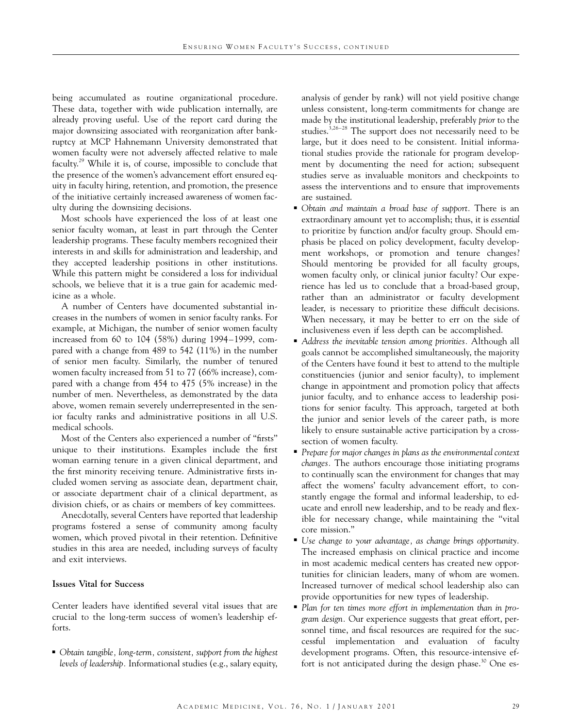being accumulated as routine organizational procedure. These data, together with wide publication internally, are already proving useful. Use of the report card during the major downsizing associated with reorganization after bankruptcy at MCP Hahnemann University demonstrated that women faculty were not adversely affected relative to male faculty.[29] While it is, of course, impossible to conclude that the presence of the women's advancement effort ensured equity in faculty hiring, retention, and promotion, the presence of the initiative certainly increased awareness of women faculty during the downsizing decisions.

Most schools have experienced the loss of at least one senior faculty woman, at least in part through the Center leadership programs. These faculty members recognized their interests in and skills for administration and leadership, and they accepted leadership positions in other institutions. While this pattern might be considered a loss for individual schools, we believe that it is a true gain for academic medicine as a whole.

A number of Centers have documented substantial increases in the numbers of women in senior faculty ranks. For example, at Michigan, the number of senior women faculty increased from 60 to 104 (58%) during 1994–1999, compared with a change from 489 to 542 (11%) in the number of senior men faculty. Similarly, the number of tenured women faculty increased from 51 to 77 (66% increase), compared with a change from 454 to 475 (5% increase) in the number of men. Nevertheless, as demonstrated by the data above, women remain severely underrepresented in the senior faculty ranks and administrative positions in all U.S. medical schools.

Most of the Centers also experienced a number of "firsts" unique to their institutions. Examples include the first woman earning tenure in a given clinical department, and the first minority receiving tenure. Administrative firsts included women serving as associate dean, department chair, or associate department chair of a clinical department, as division chiefs, or as chairs or members of key committees.

Anecdotally, several Centers have reported that leadership programs fostered a sense of community among faculty women, which proved pivotal in their retention. Definitive studies in this area are needed, including surveys of faculty and exit interviews.

### Issues Vital for Success

Center leaders have identified several vital issues that are crucial to the long-term success of women's leadership efforts.

- *Obtain tangible, long-term, consistent, support from the highest levels of leadership.* Informational studies (e.g., salary equity, analysis of gender by rank) will not yield positive change unless consistent, long-term commitments for change are made by the institutional leadership, preferably *prior* to the studies.[3,26–28] The support does not necessarily need to be large, but it does need to be consistent. Initial informational studies provide the rationale for program development by documenting the need for action; subsequent studies serve as invaluable monitors and checkpoints to assess the interventions and to ensure that improvements are sustained.
- *Obtain and maintain a broad base of support.* There is an extraordinary amount yet to accomplish; thus, it is *essential* to prioritize by function and/or faculty group. Should emphasis be placed on policy development, faculty development workshops, or promotion and tenure changes? Should mentoring be provided for all faculty groups, women faculty only, or clinical junior faculty? Our experience has led us to conclude that a broad-based group, rather than an administrator or faculty development leader, is necessary to prioritize these difficult decisions. When necessary, it may be better to err on the side of inclusiveness even if less depth can be accomplished.
- *Address the inevitable tension among priorities.* Although all goals cannot be accomplished simultaneously, the majority of the Centers have found it best to attend to the multiple constituencies (junior and senior faculty), to implement change in appointment and promotion policy that affects junior faculty, and to enhance access to leadership positions for senior faculty. This approach, targeted at both the junior and senior levels of the career path, is more likely to ensure sustainable active participation by a cross-section of women faculty.
- *Prepare for major changes in plans as the environmental context changes.* The authors encourage those initiating programs to continually scan the environment for changes that may affect the womens' faculty advancement effort, to constantly engage the formal and informal leadership, to educate and enroll new leadership, and to be ready and flexible for necessary change, while maintaining the "vital core mission."
- *Use change to your advantage, as change brings opportunity.* The increased emphasis on clinical practice and income in most academic medical centers has created new opportunities for clinician leaders, many of whom are women. Increased turnover of medical school leadership also can provide opportunities for new types of leadership.
- *Plan for ten times more effort in implementation than in program design.* Our experience suggests that great effort, personnel time, and fiscal resources are required for the successful implementation and evaluation of faculty development programs. Often, this resource-intensive effort is not anticipated during the design phase.[30] One es-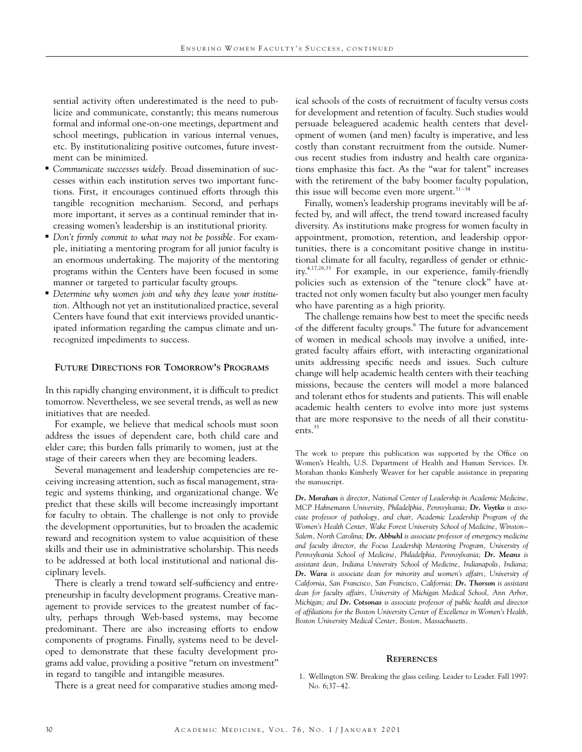sential activity often underestimated is the need to publicize and communicate, constantly; this means numerous formal and informal one-on-one meetings, department and school meetings, publication in various internal venues, etc. By institutionalizing positive outcomes, future investment can be minimized.

- *Communicate successes widely.* Broad dissemination of successes within each institution serves two important functions. First, it encourages continued efforts through this tangible recognition mechanism. Second, and perhaps more important, it serves as a continual reminder that increasing women's leadership is an institutional priority.
- *Don't firmly commit to what may not be possible.* For example, initiating a mentoring program for all junior faculty is an enormous undertaking. The majority of the mentoring programs within the Centers have been focused in some manner or targeted to particular faculty groups.
- *Determine why women join and why they leave your institution.* Although not yet an institutionalized practice, several Centers have found that exit interviews provided unanticipated information regarding the campus climate and unrecognized impediments to success.

## Future Directions for Tomorrow's Programs

In this rapidly changing environment, it is difficult to predict tomorrow. Nevertheless, we see several trends, as well as new initiatives that are needed.

For example, we believe that medical schools must soon address the issues of dependent care, both child care and elder care; this burden falls primarily to women, just at the stage of their careers when they are becoming leaders.

Several management and leadership competencies are receiving increasing attention, such as fiscal management, strategic and systems thinking, and organizational change. We predict that these skills will become increasingly important for faculty to obtain. The challenge is not only to provide the development opportunities, but to broaden the academic reward and recognition system to value acquisition of these skills and their use in administrative scholarship. This needs to be addressed at both local institutional and national disciplinary levels.

There is clearly a trend toward self-sufficiency and entrepreneurship in faculty development programs. Creative management to provide services to the greatest number of faculty, perhaps through Web-based systems, may become predominant. There are also increasing efforts to endow components of programs. Finally, systems need to be developed to demonstrate that these faculty development programs add value, providing a positive "return on investment" in regard to tangible and intangible measures.

There is a great need for comparative studies among medical schools of the costs of recruitment of faculty versus costs for development and retention of faculty. Such studies would persuade beleaguered academic health centers that development of women (and men) faculty is imperative, and less costly than constant recruitment from the outside. Numerous recent studies from industry and health care organizations emphasize this fact. As the "war for talent" increases with the retirement of the baby boomer faculty population, this issue will become even more urgent.[31–34]

Finally, women's leadership programs inevitably will be affected by, and will affect, the trend toward increased faculty diversity. As institutions make progress for women faculty in appointment, promotion, retention, and leadership opportunities, there is a concomitant positive change in institutional climate for all faculty, regardless of gender or ethnicity.[4,17,26,33] For example, in our experience, family-friendly policies such as extension of the "tenure clock" have attracted not only women faculty but also younger men faculty who have parenting as a high priority.

The challenge remains how best to meet the specific needs of the different faculty groups.[6] The future for advancement of women in medical schools may involve a unified, integrated faculty affairs effort, with interacting organizational units addressing specific needs and issues. Such culture change will help academic health centers with their teaching missions, because the centers will model a more balanced and tolerant ethos for students and patients. This will enable academic health centers to evolve into more just systems that are more responsive to the needs of all their constituents.[35]

The work to prepare this publication was supported by the Office on Women's Health, U.S. Department of Health and Human Services. Dr. Morahan thanks Kimberly Weaver for her capable assistance in preparing the manuscript.

***Dr. Morahan*** *is director, National Center of Leadership in Academic Medicine, MCP Hahnemann University, Philadelphia, Pennsylvania;* ***Dr. Voytko*** *is associate professor of pathology, and chair, Academic Leadership Program of the Women's Health Center, Wake Forest University School of Medicine, Winston–Salem, North Carolina;* ***Dr. Abbuhl*** *is associate professor of emergency medicine and faculty director, the Focus Leadership Mentoring Program, University of Pennsylvania School of Medicine, Philadelphia, Pennsylvania;* ***Dr. Means*** *is assistant dean, Indiana University School of Medicine, Indianapolis, Indiana;* ***Dr. Wara*** *is associate dean for minority and women's affairs, University of California, San Francisco, San Francisco, California;* ***Dr. Thorson*** *is assistant dean for faculty affairs, University of Michigan Medical School, Ann Arbor, Michigan; and* ***Dr. Cotsonas*** *is associate professor of public health and director of affiliations for the Boston University Center of Excellence in Women's Health, Boston University Medical Center, Boston, Massachusetts.*

## References

1. Wellington SW. Breaking the glass ceiling. Leader to Leader. Fall 1997: No. 6;37–42.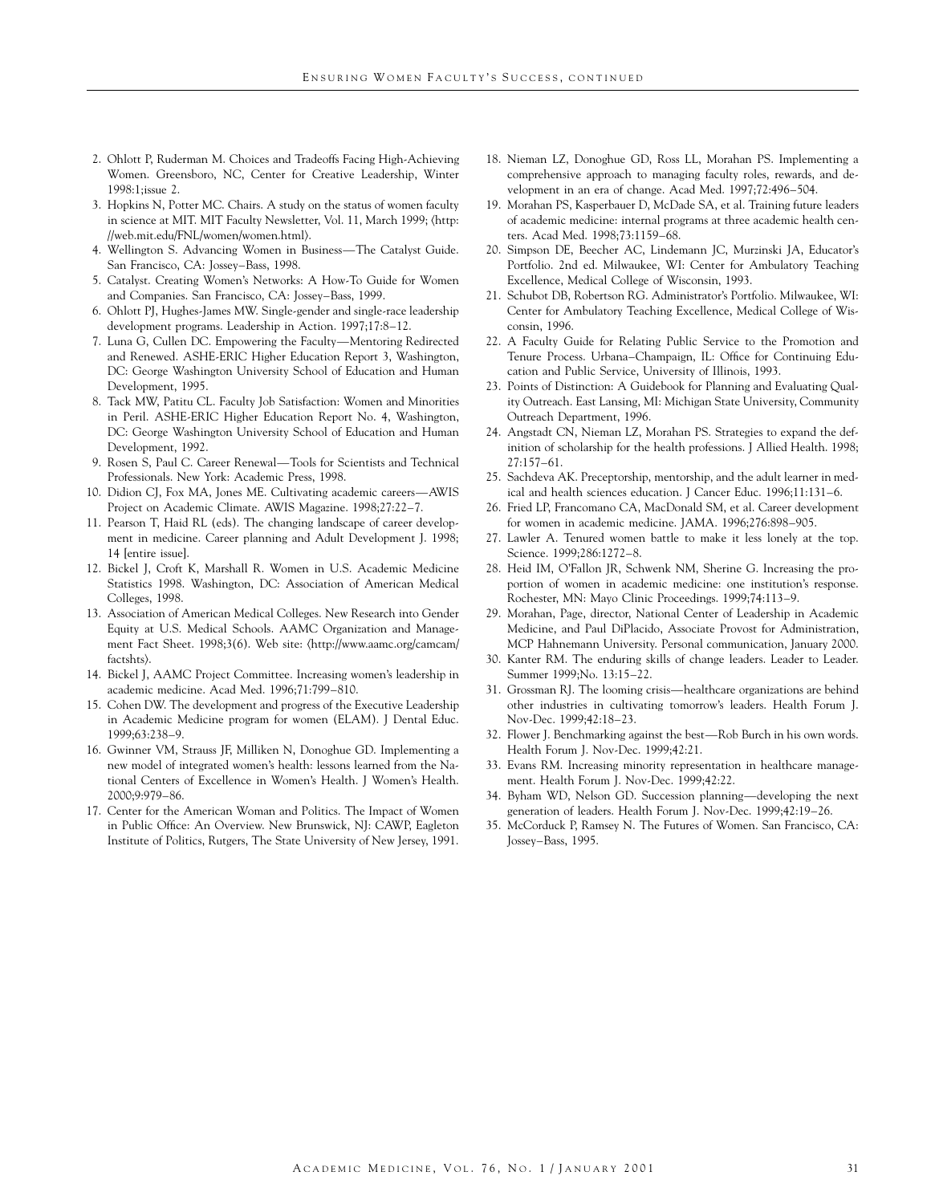2. Ohlott P, Ruderman M. Choices and Tradeoffs Facing High-Achieving Women. Greensboro, NC, Center for Creative Leadership, Winter 1998:1;issue 2.
3. Hopkins N, Potter MC. Chairs. A study on the status of women faculty in science at MIT. MIT Faculty Newsletter, Vol. 11, March 1999; ⟨http://web.mit.edu/FNL/women/women.html⟩.
4. Wellington S. Advancing Women in Business—The Catalyst Guide. San Francisco, CA: Jossey–Bass, 1998.
5. Catalyst. Creating Women's Networks: A How-To Guide for Women and Companies. San Francisco, CA: Jossey–Bass, 1999.
6. Ohlott PJ, Hughes-James MW. Single-gender and single-race leadership development programs. Leadership in Action. 1997;17:8–12.
7. Luna G, Cullen DC. Empowering the Faculty—Mentoring Redirected and Renewed. ASHE-ERIC Higher Education Report 3, Washington, DC: George Washington University School of Education and Human Development, 1995.
8. Tack MW, Patitu CL. Faculty Job Satisfaction: Women and Minorities in Peril. ASHE-ERIC Higher Education Report No. 4, Washington, DC: George Washington University School of Education and Human Development, 1992.
9. Rosen S, Paul C. Career Renewal—Tools for Scientists and Technical Professionals. New York: Academic Press, 1998.
10. Didion CJ, Fox MA, Jones ME. Cultivating academic careers—AWIS Project on Academic Climate. AWIS Magazine. 1998;27:22–7.
11. Pearson T, Haid RL (eds). The changing landscape of career development in medicine. Career planning and Adult Development J. 1998; 14 [entire issue].
12. Bickel J, Croft K, Marshall R. Women in U.S. Academic Medicine Statistics 1998. Washington, DC: Association of American Medical Colleges, 1998.
13. Association of American Medical Colleges. New Research into Gender Equity at U.S. Medical Schools. AAMC Organization and Management Fact Sheet. 1998;3(6). Web site: ⟨http://www.aamc.org/camcam/factshts⟩.
14. Bickel J, AAMC Project Committee. Increasing women's leadership in academic medicine. Acad Med. 1996;71:799–810.
15. Cohen DW. The development and progress of the Executive Leadership in Academic Medicine program for women (ELAM). J Dental Educ. 1999;63:238–9.
16. Gwinner VM, Strauss JF, Milliken N, Donoghue GD. Implementing a new model of integrated women's health: lessons learned from the National Centers of Excellence in Women's Health. J Women's Health. 2000;9:979–86.
17. Center for the American Woman and Politics. The Impact of Women in Public Office: An Overview. New Brunswick, NJ: CAWP, Eagleton Institute of Politics, Rutgers, The State University of New Jersey, 1991.
18. Nieman LZ, Donoghue GD, Ross LL, Morahan PS. Implementing a comprehensive approach to managing faculty roles, rewards, and development in an era of change. Acad Med. 1997;72:496–504.
19. Morahan PS, Kasperbauer D, McDade SA, et al. Training future leaders of academic medicine: internal programs at three academic health centers. Acad Med. 1998;73:1159–68.
20. Simpson DE, Beecher AC, Lindemann JC, Murzinski JA, Educator's Portfolio. 2nd ed. Milwaukee, WI: Center for Ambulatory Teaching Excellence, Medical College of Wisconsin, 1993.
21. Schubot DB, Robertson RG. Administrator's Portfolio. Milwaukee, WI: Center for Ambulatory Teaching Excellence, Medical College of Wisconsin, 1996.
22. A Faculty Guide for Relating Public Service to the Promotion and Tenure Process. Urbana–Champaign, IL: Office for Continuing Education and Public Service, University of Illinois, 1993.
23. Points of Distinction: A Guidebook for Planning and Evaluating Quality Outreach. East Lansing, MI: Michigan State University, Community Outreach Department, 1996.
24. Angstadt CN, Nieman LZ, Morahan PS. Strategies to expand the definition of scholarship for the health professions. J Allied Health. 1998; 27:157–61.
25. Sachdeva AK. Preceptorship, mentorship, and the adult learner in medical and health sciences education. J Cancer Educ. 1996;11:131–6.
26. Fried LP, Francomano CA, MacDonald SM, et al. Career development for women in academic medicine. JAMA. 1996;276:898–905.
27. Lawler A. Tenured women battle to make it less lonely at the top. Science. 1999;286:1272–8.
28. Heid IM, O'Fallon JR, Schwenk NM, Sherine G. Increasing the proportion of women in academic medicine: one institution's response. Rochester, MN: Mayo Clinic Proceedings. 1999;74:113–9.
29. Morahan, Page, director, National Center of Leadership in Academic Medicine, and Paul DiPlacido, Associate Provost for Administration, MCP Hahnemann University. Personal communication, January 2000.
30. Kanter RM. The enduring skills of change leaders. Leader to Leader. Summer 1999;No. 13:15–22.
31. Grossman RJ. The looming crisis—healthcare organizations are behind other industries in cultivating tomorrow's leaders. Health Forum J. Nov-Dec. 1999;42:18–23.
32. Flower J. Benchmarking against the best—Rob Burch in his own words. Health Forum J. Nov-Dec. 1999;42:21.
33. Evans RM. Increasing minority representation in healthcare management. Health Forum J. Nov-Dec. 1999;42:22.
34. Byham WD, Nelson GD. Succession planning—developing the next generation of leaders. Health Forum J. Nov-Dec. 1999;42:19–26.
35. McCorduck P, Ramsey N. The Futures of Women. San Francisco, CA: Jossey–Bass, 1995.